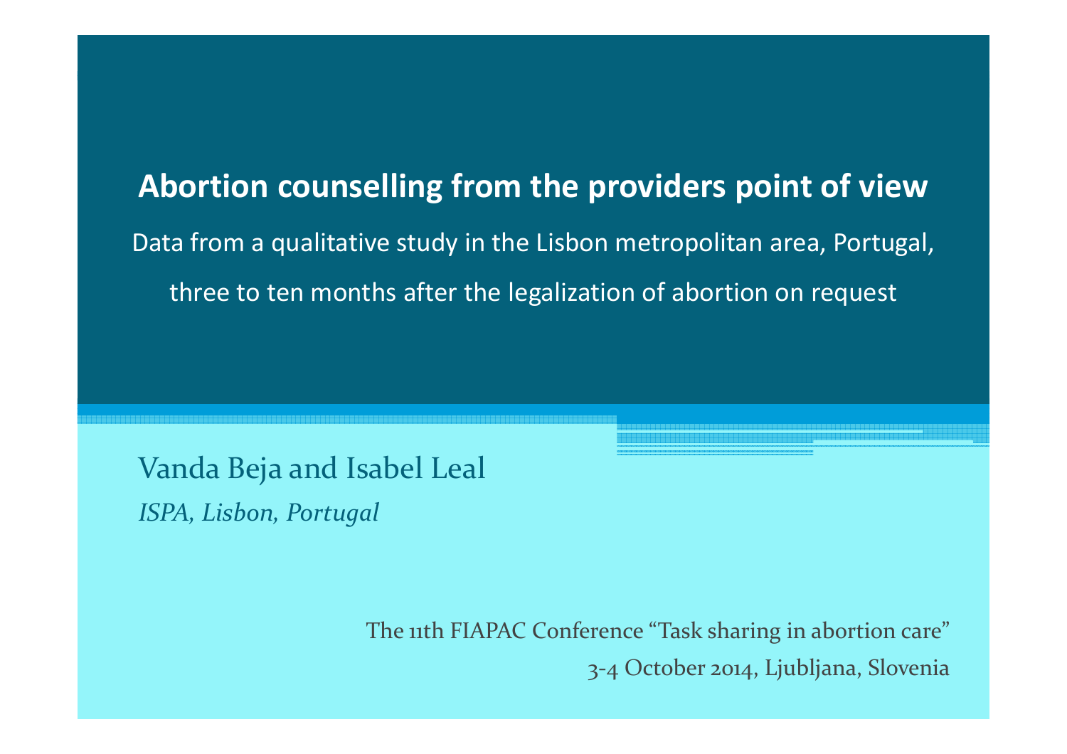# Abortion counselling from the providers point of view

Data from a qualitative study in the Lisbon metropolitan area, Portugal,

three to ten months after the legalization of abortion on request

Vanda Beja and Isabel Leal

*ISPA, Lisbon, Portugal*

The 11th FIAPAC Conference “Task sharing in abortion care”

3-4 October 2014, Ljubljana, Slovenia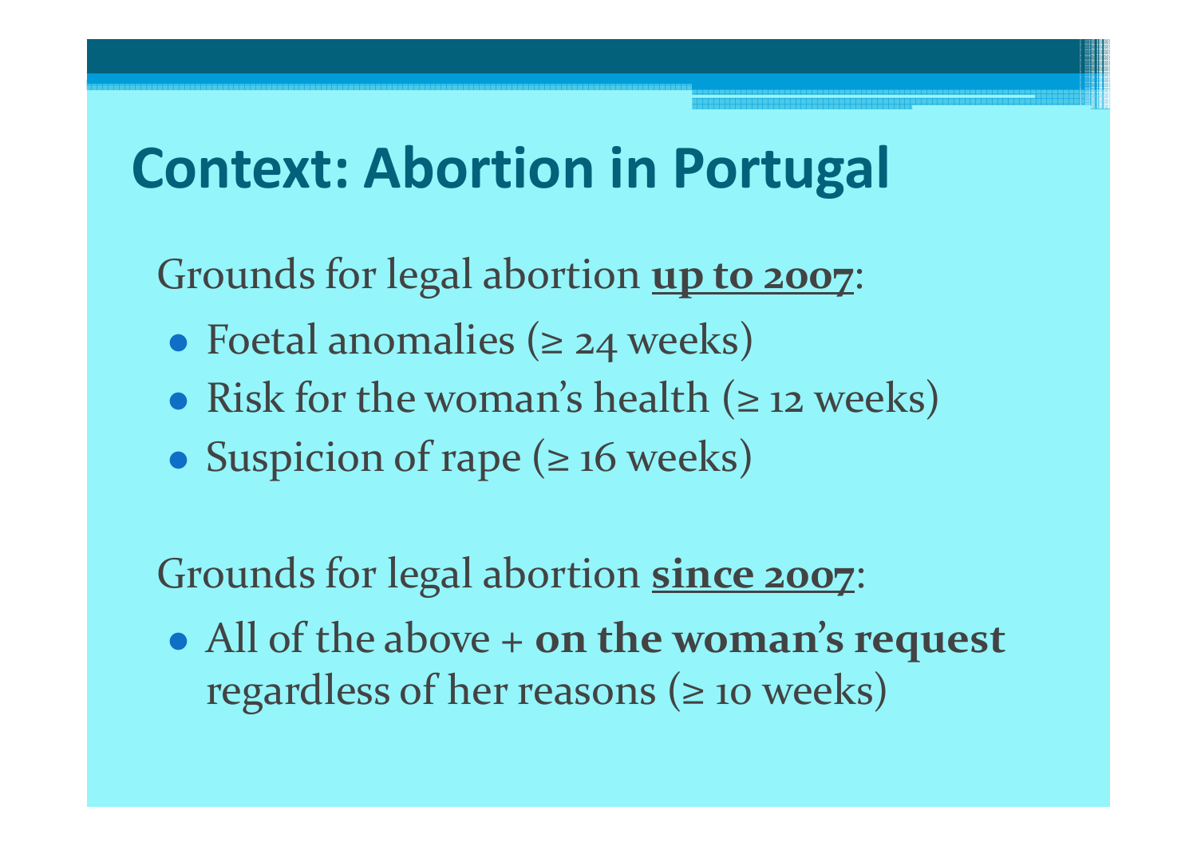# Context: Abortion in Portugal

Grounds for legal abortion **up to 2007**:

- Foetal anomalies (≥ 24 weeks)
- Risk for the woman's health (≥ 12 weeks)
- Suspicion of rape (≥ 16 weeks)

Grounds for legal abortion **since 2007**:

- All of the above + **on the woman's request** regardless of her reasons (≥ 10 weeks)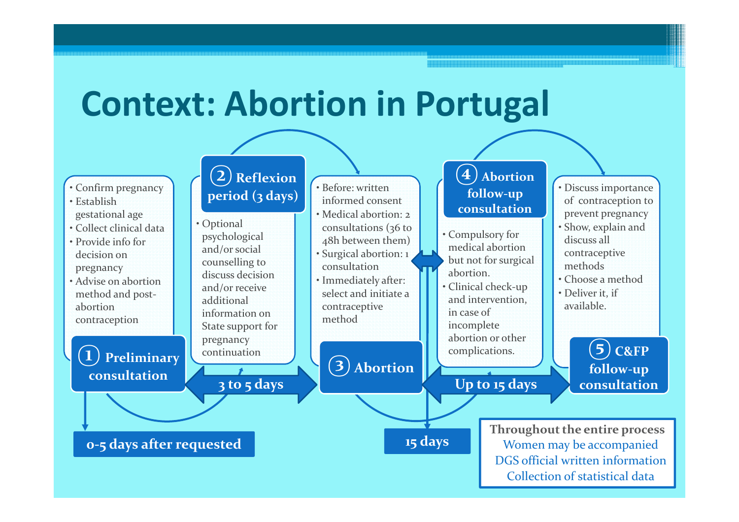# Context: Abortion in Portugal

## ① Preliminary consultation

- Confirm pregnancy
- Establish gestational age
- Collect clinical data
- Provide info for decision on pregnancy
- Advise on abortion method and post-abortion contraception

**0-5 days after requested**

**3 to 5 days**

## ② Reflexion period (3 days)

- Optional psychological and/or social counselling to discuss decision and/or receive additional information on State support for pregnancy continuation

## ③ Abortion

- Before: written informed consent
- Medical abortion: 2 consultations (36 to 48h between them)
- Surgical abortion: 1 consultation
- Immediately after: select and initiate a contraceptive method

**15 days**

**Up to 15 days**

## ④ Abortion follow-up consultation

- Compulsory for medical abortion but not for surgical abortion.
- Clinical check-up and intervention, in case of incomplete abortion or other complications.

## ⑤ C&FP follow-up consultation

- Discuss importance of contraception to prevent pregnancy
- Show, explain and discuss all contraceptive methods
- Choose a method
- Deliver it, if available.

**Throughout the entire process**

Women may be accompanied
DGS official written information
Collection of statistical data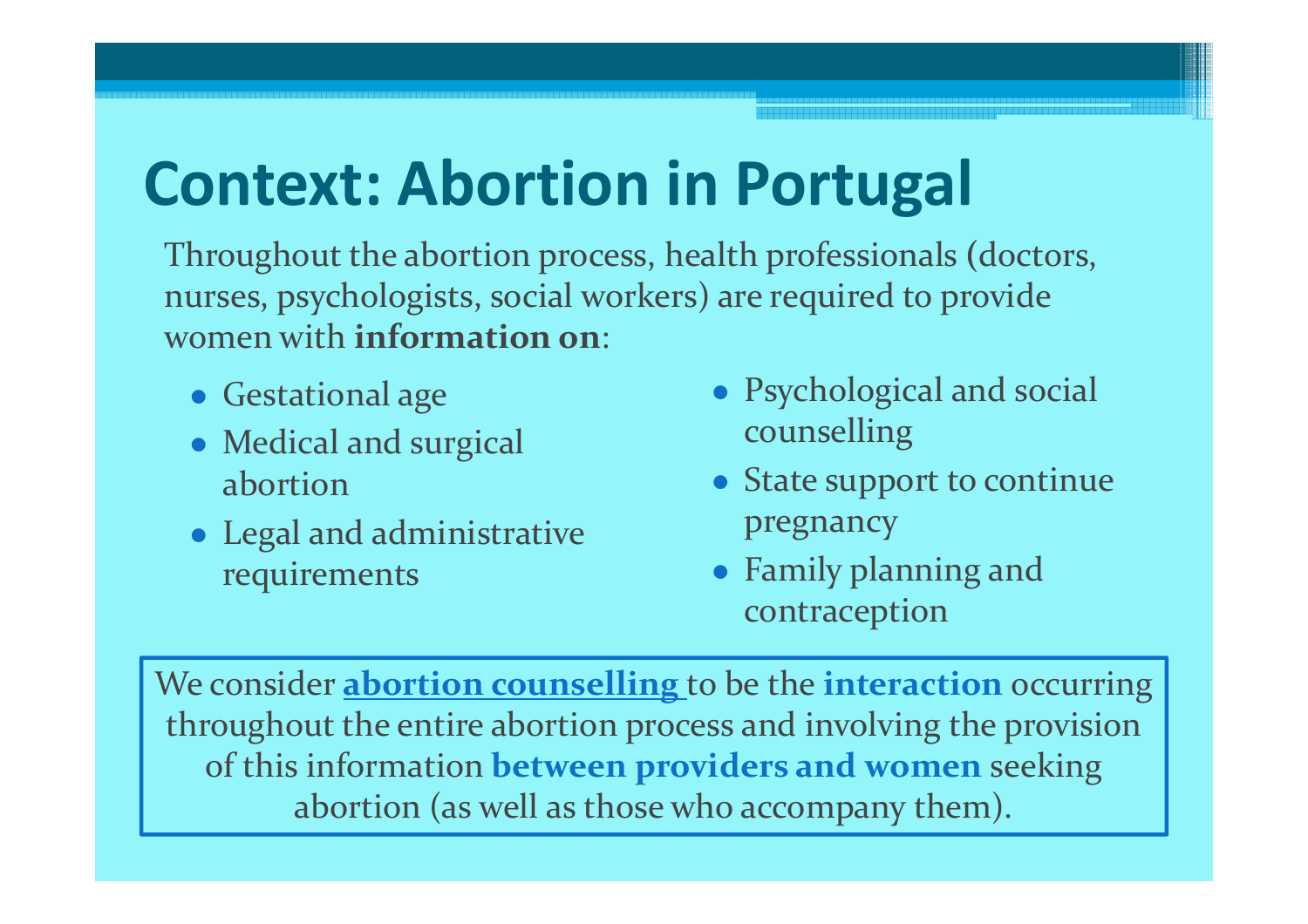# Context: Abortion in Portugal

Throughout the abortion process, health professionals (doctors, nurses, psychologists, social workers) are required to provide women with **information on**:

- Gestational age
- Medical and surgical abortion
- Legal and administrative requirements
- Psychological and social counselling
- State support to continue pregnancy
- Family planning and contraception

We consider **abortion counselling** to be the **interaction** occurring throughout the entire abortion process and involving the provision of this information **between providers and women** seeking abortion (as well as those who accompany them).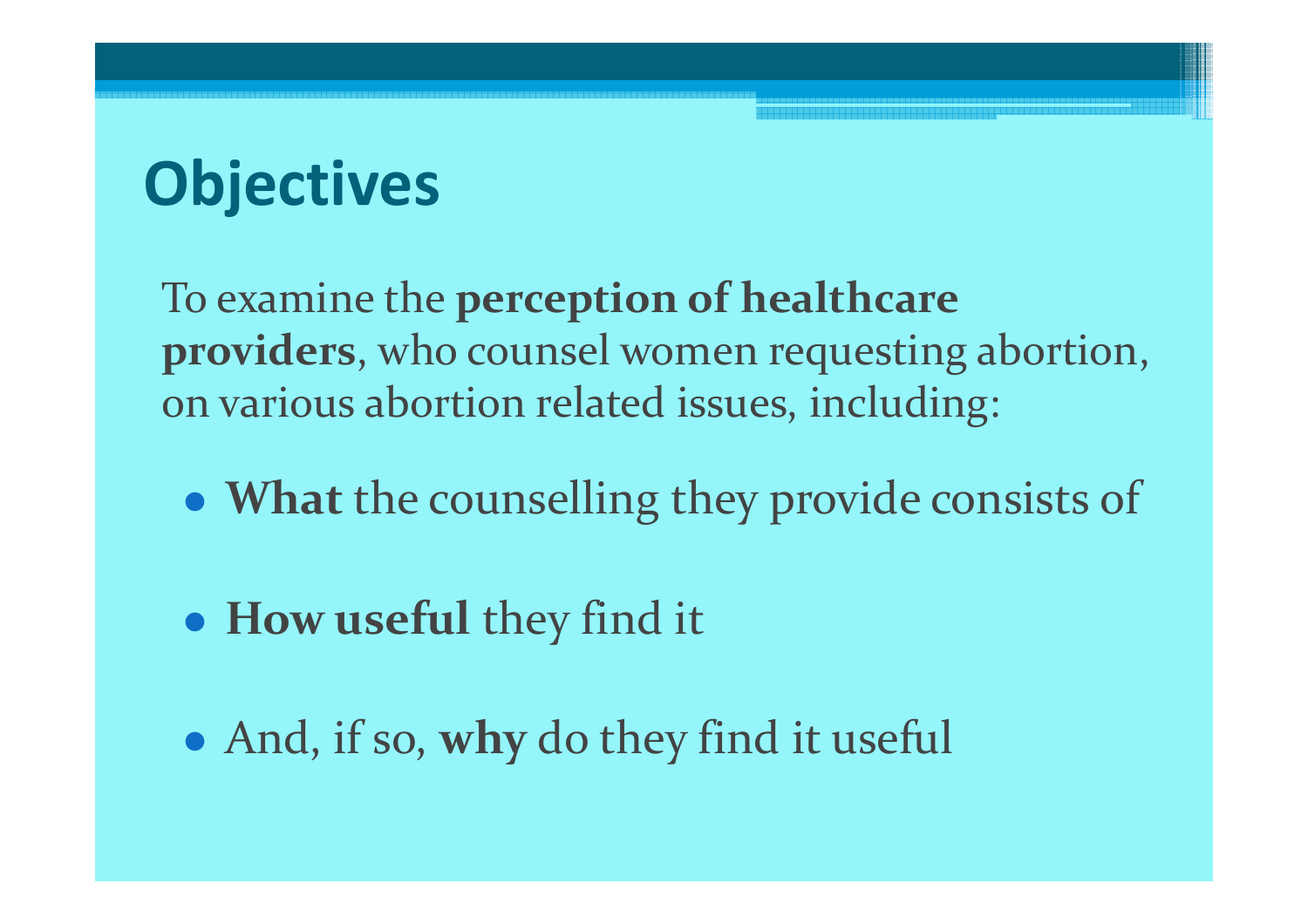# Objectives

To examine the **perception of healthcare providers**, who counsel women requesting abortion, on various abortion related issues, including:

- **What** the counselling they provide consists of
- **How useful** they find it
- And, if so, **why** do they find it useful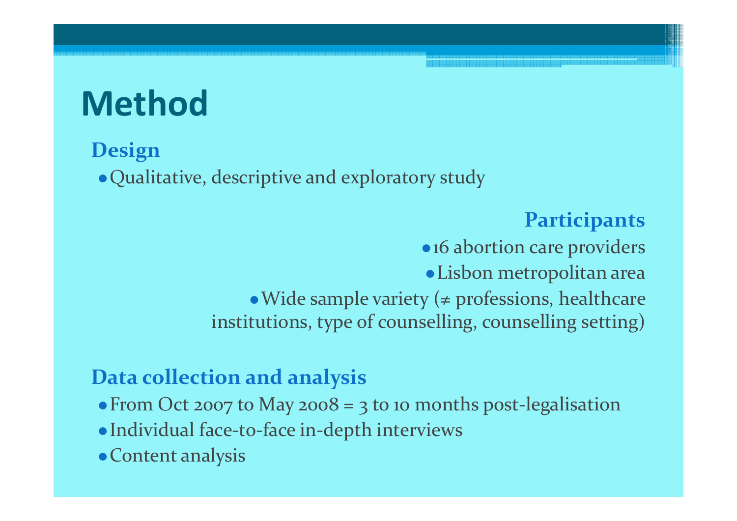# Method

### Design

- Qualitative, descriptive and exploratory study

### Participants

- 16 abortion care providers
- Lisbon metropolitan area
- Wide sample variety (≠ professions, healthcare institutions, type of counselling, counselling setting)

### Data collection and analysis

- From Oct 2007 to May 2008 = 3 to 10 months post-legalisation
- Individual face-to-face in-depth interviews
- Content analysis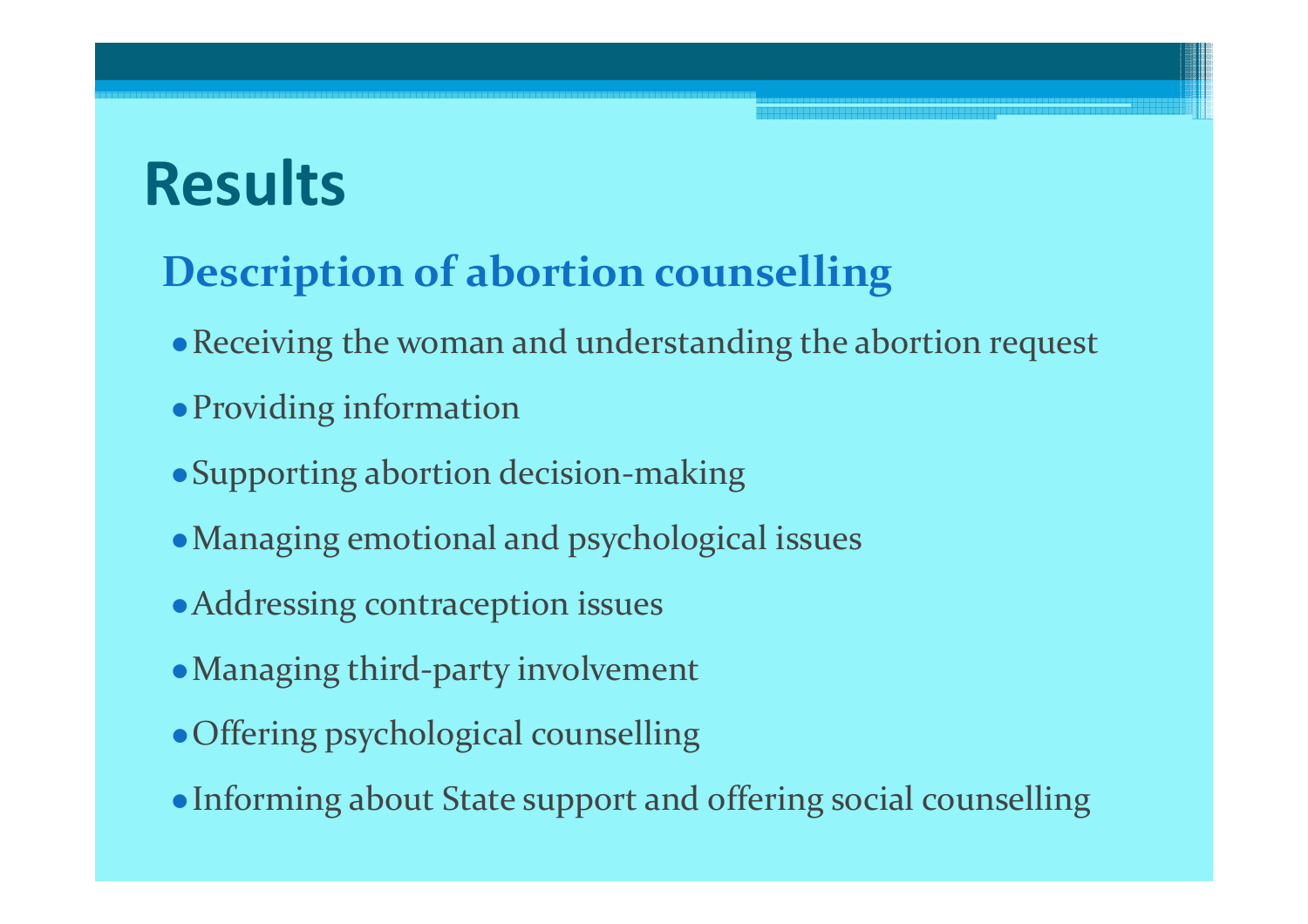# Results

## Description of abortion counselling

- Receiving the woman and understanding the abortion request
- Providing information
- Supporting abortion decision-making
- Managing emotional and psychological issues
- Addressing contraception issues
- Managing third-party involvement
- Offering psychological counselling
- Informing about State support and offering social counselling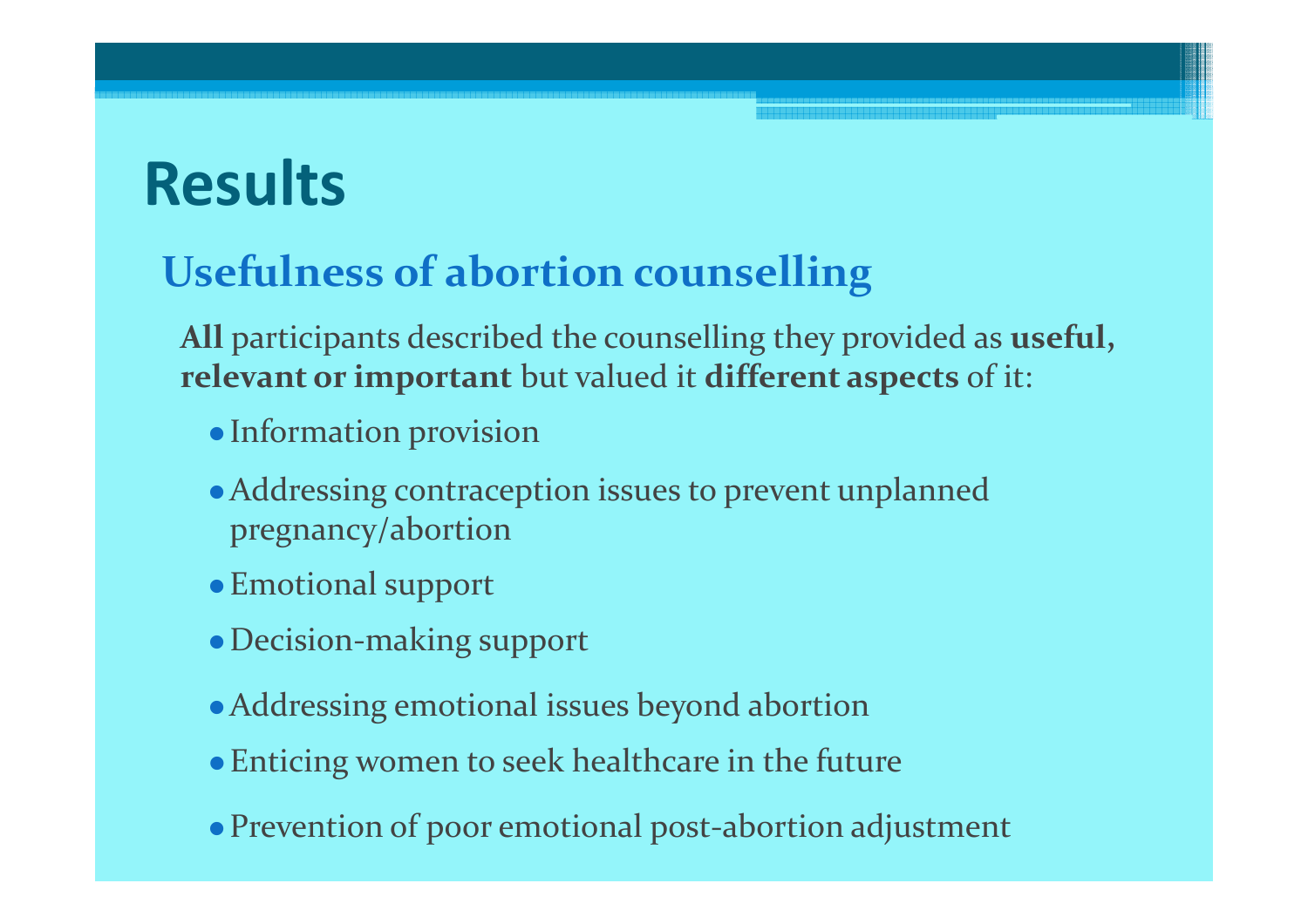# Results

## Usefulness of abortion counselling

**All** participants described the counselling they provided as **useful, relevant or important** but valued it **different aspects** of it:

- Information provision
- Addressing contraception issues to prevent unplanned pregnancy/abortion
- Emotional support
- Decision-making support
- Addressing emotional issues beyond abortion
- Enticing women to seek healthcare in the future
- Prevention of poor emotional post-abortion adjustment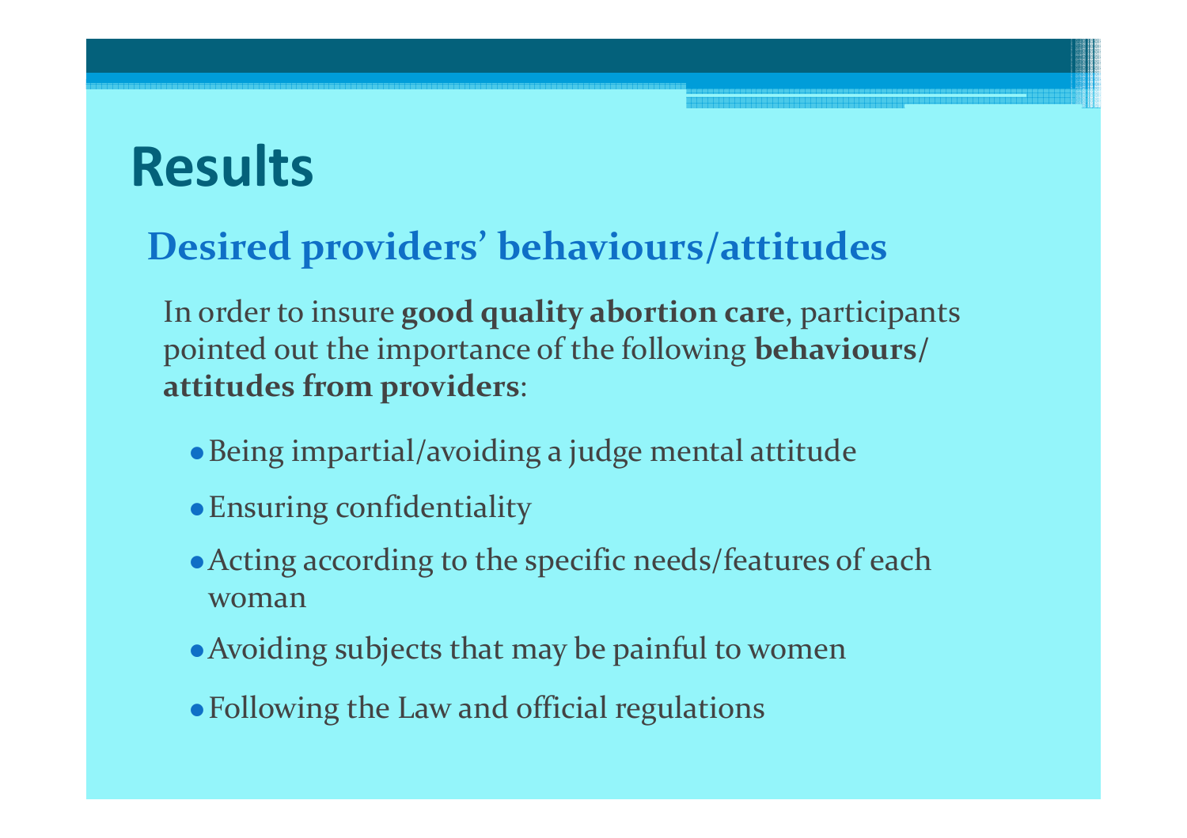# Results

## Desired providers' behaviours/attitudes

In order to insure **good quality abortion care**, participants pointed out the importance of the following **behaviours/ attitudes from providers**:

- Being impartial/avoiding a judge mental attitude
- Ensuring confidentiality
- Acting according to the specific needs/features of each woman
- Avoiding subjects that may be painful to women
- Following the Law and official regulations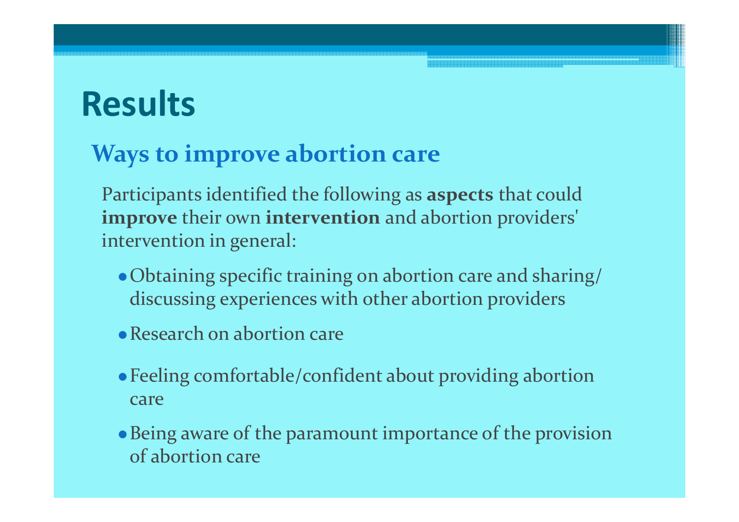# Results

## Ways to improve abortion care

Participants identified the following as **aspects** that could **improve** their own **intervention** and abortion providers' intervention in general:

- Obtaining specific training on abortion care and sharing/ discussing experiences with other abortion providers
- Research on abortion care
- Feeling comfortable/confident about providing abortion care
- Being aware of the paramount importance of the provision of abortion care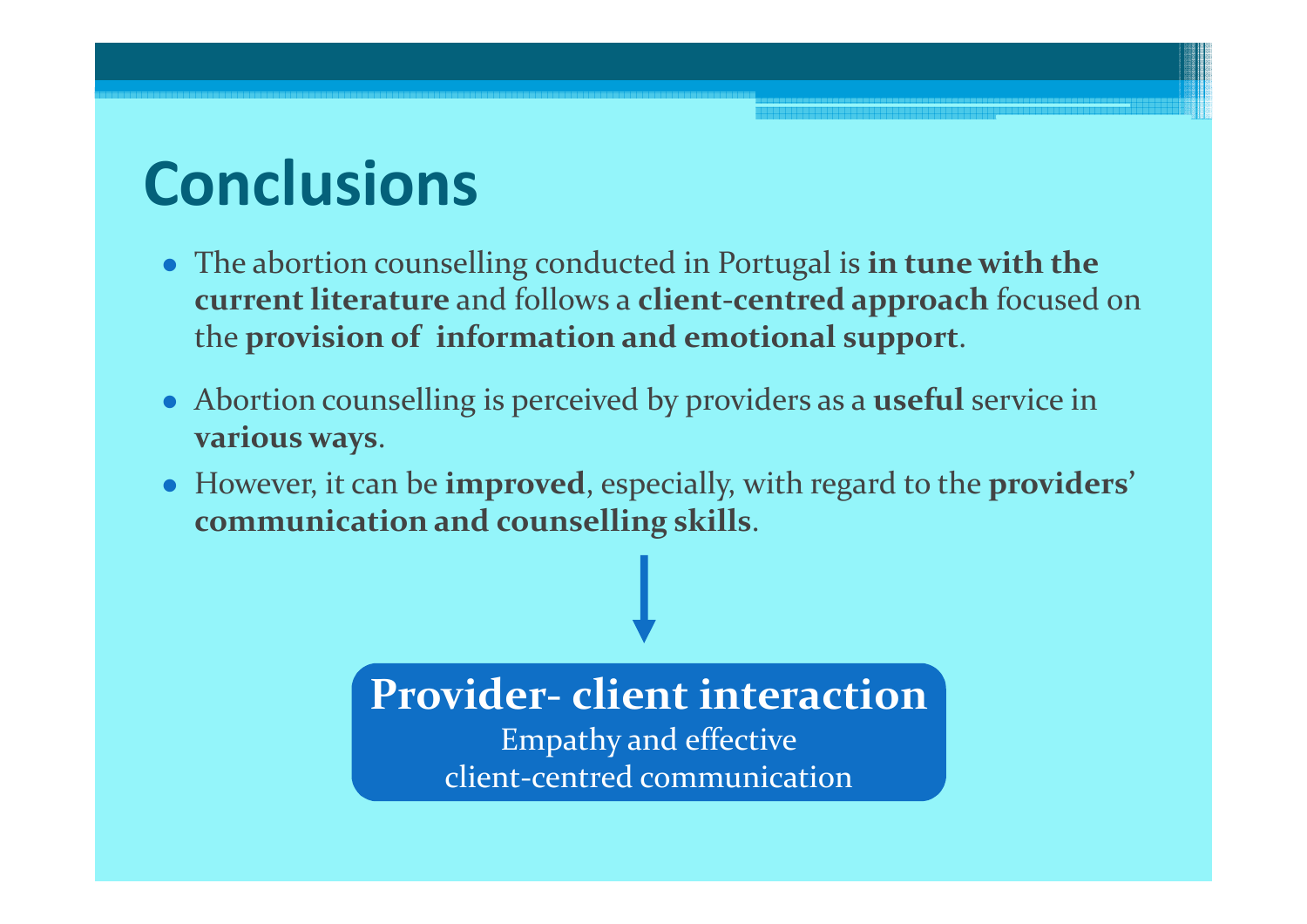# Conclusions

- The abortion counselling conducted in Portugal is **in tune with the current literature** and follows a **client-centred approach** focused on the **provision of information and emotional support**.
- Abortion counselling is perceived by providers as a **useful** service in **various ways**.
- However, it can be **improved**, especially, with regard to the **providers' communication and counselling skills**.

↓

**Provider- client interaction**

Empathy and effective client-centred communication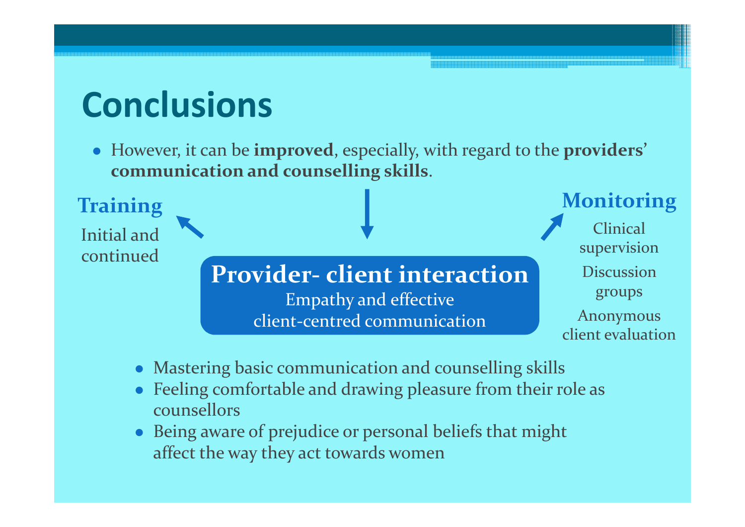# Conclusions

- However, it can be **improved**, especially, with regard to the **providers' communication and counselling skills**.

**Training**

Initial and continued

**Provider- client interaction**

Empathy and effective client-centred communication

**Monitoring**

Clinical supervision

Discussion groups

Anonymous client evaluation

- Mastering basic communication and counselling skills
- Feeling comfortable and drawing pleasure from their role as counsellors
- Being aware of prejudice or personal beliefs that might affect the way they act towards women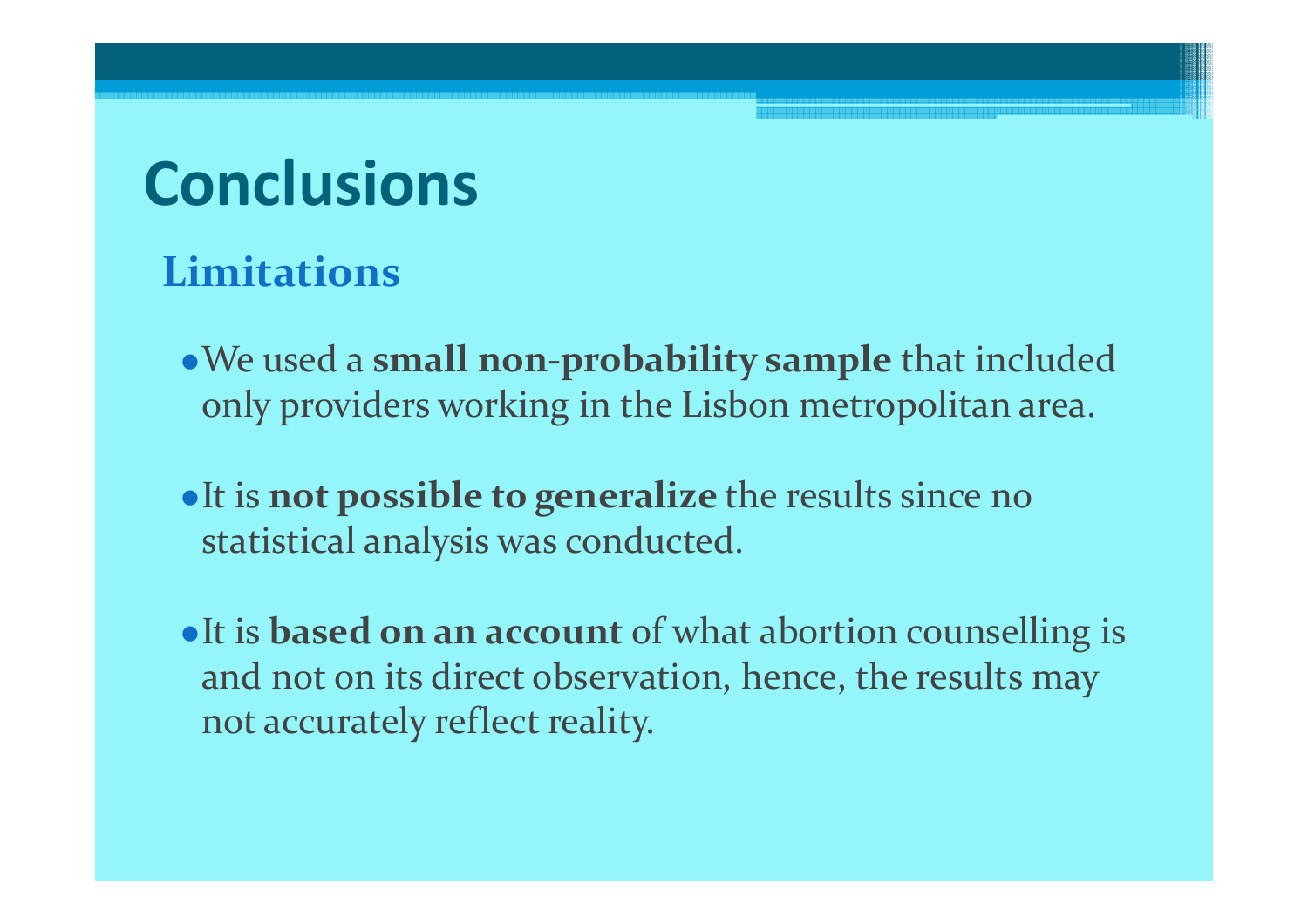# Conclusions

## Limitations

- We used a **small non-probability sample** that included only providers working in the Lisbon metropolitan area.
- It is **not possible to generalize** the results since no statistical analysis was conducted.
- It is **based on an account** of what abortion counselling is and not on its direct observation, hence, the results may not accurately reflect reality.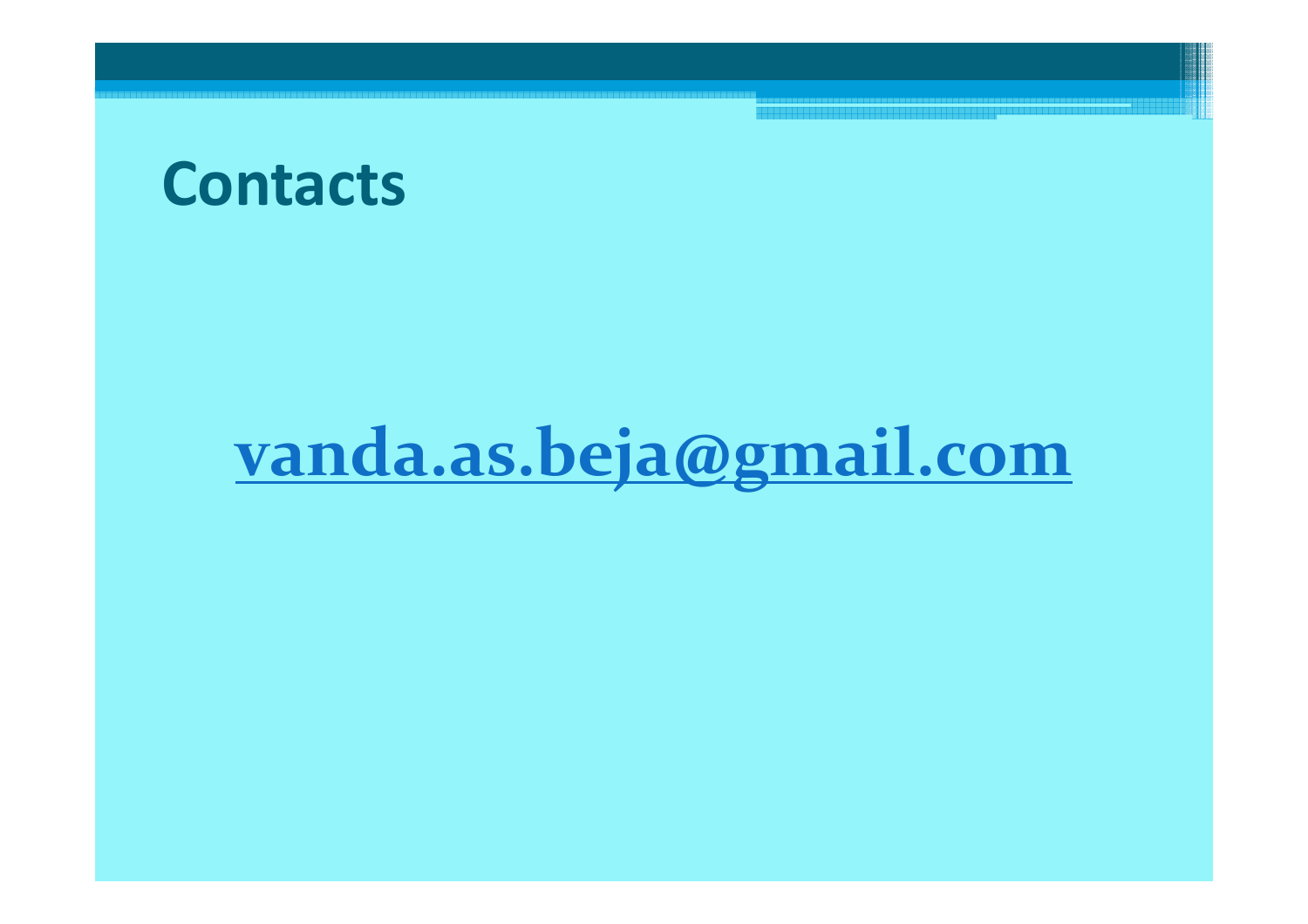# Contacts

vanda.as.beja@gmail.com